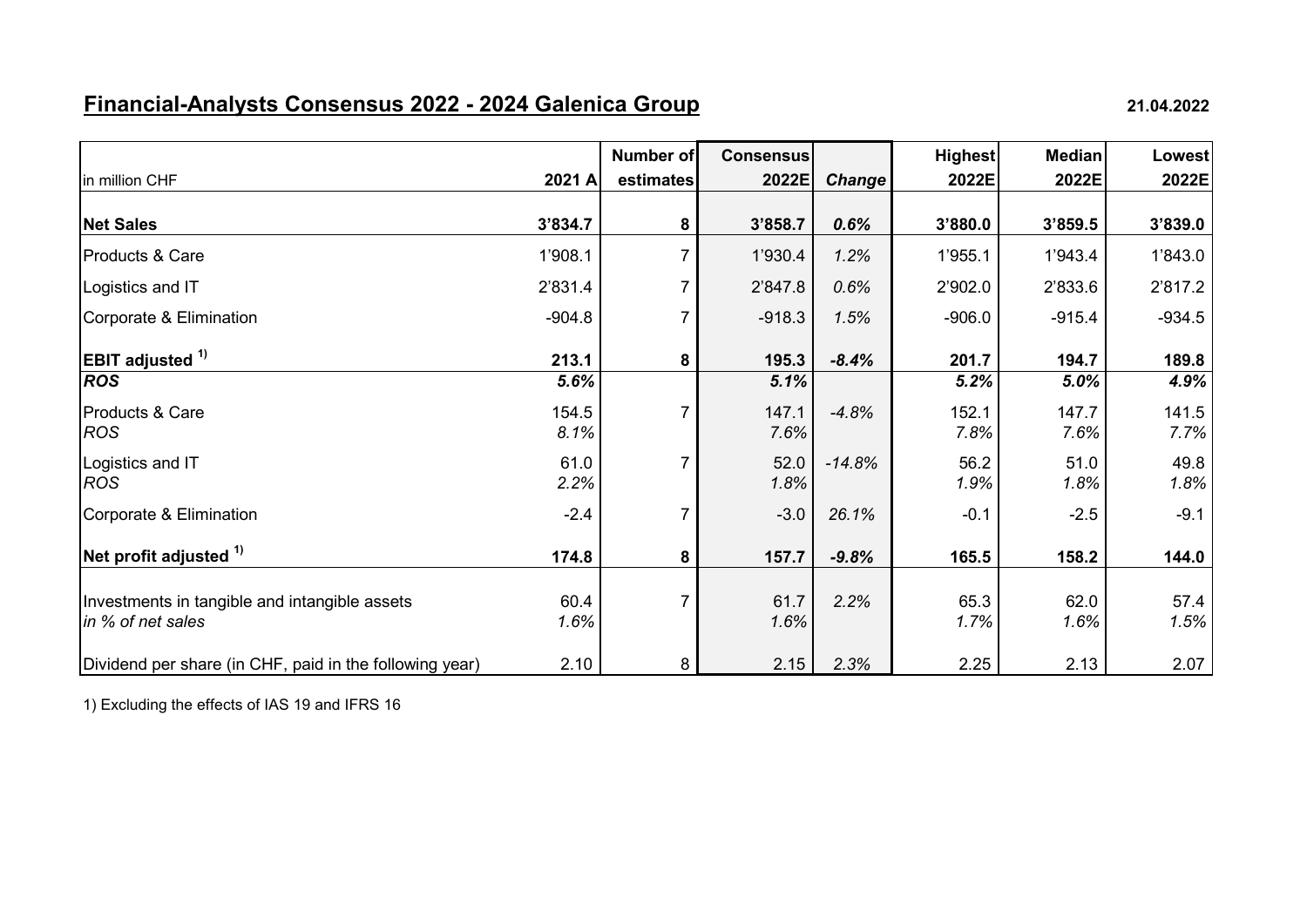# Financial-Analysts Consensus 2022 - 2024 Galenica Group

21.04.2022

| in million CHF | 2021 A | Number of estimates | Consensus 2022E | *Change* | Highest 2022E | Median 2022E | Lowest 2022E |
|---|---|---|---|---|---|---|---|
| **Net Sales** | **3'834.7** | **8** | **3'858.7** | ***0.6%*** | **3'880.0** | **3'859.5** | **3'839.0** |
| Products & Care | 1'908.1 | 7 | 1'930.4 | *1.2%* | 1'955.1 | 1'943.4 | 1'843.0 |
| Logistics and IT | 2'831.4 | 7 | 2'847.8 | *0.6%* | 2'902.0 | 2'833.6 | 2'817.2 |
| Corporate & Elimination | -904.8 | 7 | -918.3 | *1.5%* | -906.0 | -915.4 | -934.5 |
| **EBIT adjusted [1)]** | **213.1** | **8** | **195.3** | ***-8.4%*** | **201.7** | **194.7** | **189.8** |
| ***ROS*** | ***5.6%*** | | ***5.1%*** | | ***5.2%*** | ***5.0%*** | ***4.9%*** |
| Products & Care | 154.5 | 7 | 147.1 | *-4.8%* | 152.1 | 147.7 | 141.5 |
| *ROS* | *8.1%* | | *7.6%* | | *7.8%* | *7.6%* | *7.7%* |
| Logistics and IT | 61.0 | 7 | 52.0 | *-14.8%* | 56.2 | 51.0 | 49.8 |
| *ROS* | *2.2%* | | *1.8%* | | *1.9%* | *1.8%* | *1.8%* |
| Corporate & Elimination | -2.4 | 7 | -3.0 | *26.1%* | -0.1 | -2.5 | -9.1 |
| **Net profit adjusted [1)]** | **174.8** | **8** | **157.7** | ***-9.8%*** | **165.5** | **158.2** | **144.0** |
| Investments in tangible and intangible assets | 60.4 | 7 | 61.7 | *2.2%* | 65.3 | 62.0 | 57.4 |
| *in % of net sales* | *1.6%* | | *1.6%* | | *1.7%* | *1.6%* | *1.5%* |
| Dividend per share (in CHF, paid in the following year) | 2.10 | 8 | 2.15 | *2.3%* | 2.25 | 2.13 | 2.07 |

1) Excluding the effects of IAS 19 and IFRS 16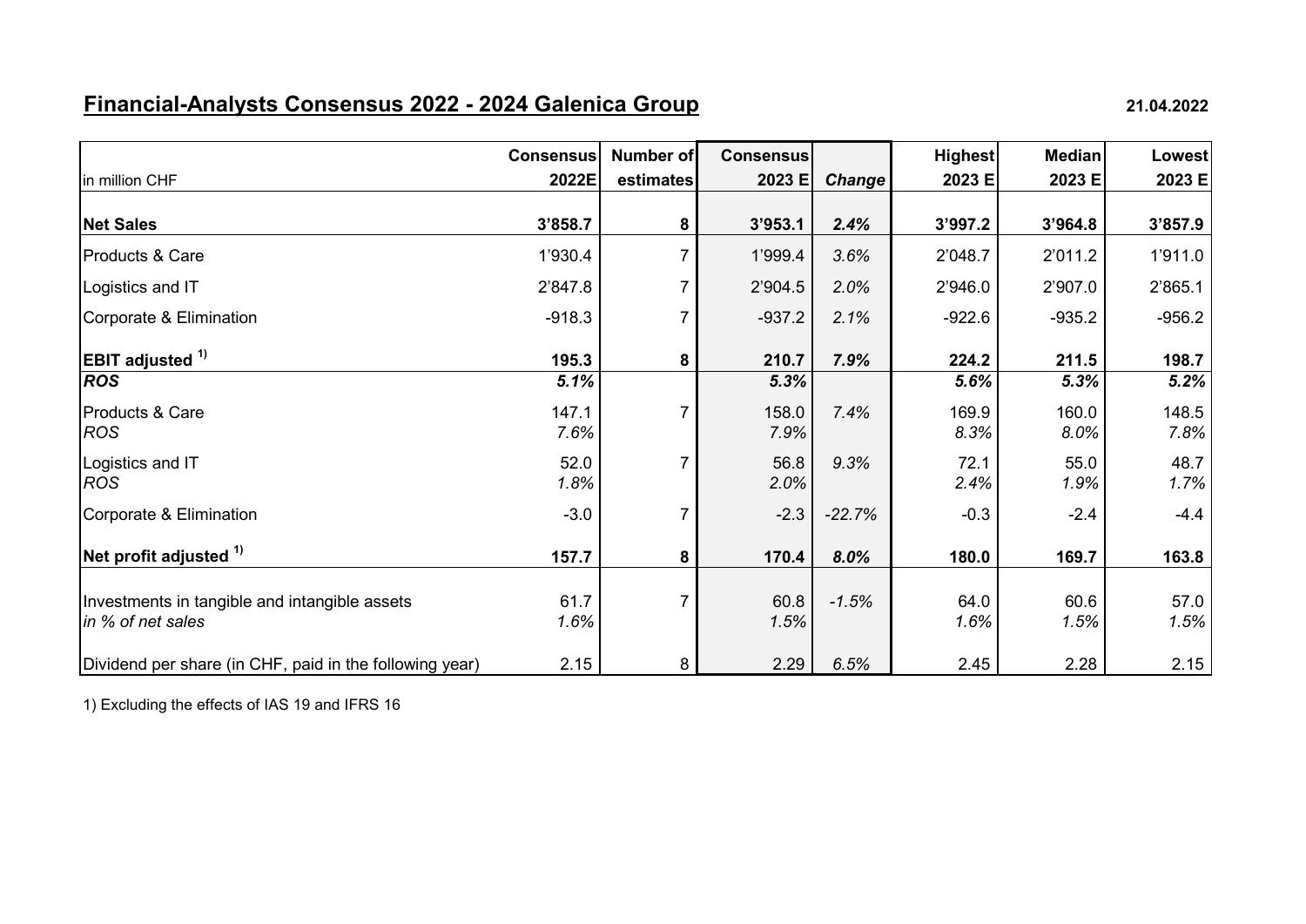## Financial-Analysts Consensus 2022 - 2024 Galenica Group

21.04.2022

| in million CHF | Consensus 2022E | Number of estimates | Consensus 2023 E | *Change* | Highest 2023 E | Median 2023 E | Lowest 2023 E |
|---|---|---|---|---|---|---|---|
| **Net Sales** | **3’858.7** | **8** | **3’953.1** | ***2.4%*** | **3’997.2** | **3’964.8** | **3’857.9** |
| Products & Care | 1’930.4 | 7 | 1’999.4 | *3.6%* | 2’048.7 | 2’011.2 | 1’911.0 |
| Logistics and IT | 2’847.8 | 7 | 2’904.5 | *2.0%* | 2’946.0 | 2’907.0 | 2’865.1 |
| Corporate & Elimination | -918.3 | 7 | -937.2 | *2.1%* | -922.6 | -935.2 | -956.2 |
| **EBIT adjusted [1)]** | **195.3** | **8** | **210.7** | ***7.9%*** | **224.2** | **211.5** | **198.7** |
| ***ROS*** | ***5.1%*** | | ***5.3%*** | | ***5.6%*** | ***5.3%*** | ***5.2%*** |
| Products & Care | 147.1 | 7 | 158.0 | *7.4%* | 169.9 | 160.0 | 148.5 |
| *ROS* | *7.6%* | | *7.9%* | | *8.3%* | *8.0%* | *7.8%* |
| Logistics and IT | 52.0 | 7 | 56.8 | *9.3%* | 72.1 | 55.0 | 48.7 |
| *ROS* | *1.8%* | | *2.0%* | | *2.4%* | *1.9%* | *1.7%* |
| Corporate & Elimination | -3.0 | 7 | -2.3 | *-22.7%* | -0.3 | -2.4 | -4.4 |
| **Net profit adjusted [1)]** | **157.7** | **8** | **170.4** | ***8.0%*** | **180.0** | **169.7** | **163.8** |
| Investments in tangible and intangible assets | 61.7 | 7 | 60.8 | *-1.5%* | 64.0 | 60.6 | 57.0 |
| *in % of net sales* | *1.6%* | | *1.5%* | | *1.6%* | *1.5%* | *1.5%* |
| Dividend per share (in CHF, paid in the following year) | 2.15 | 8 | 2.29 | *6.5%* | 2.45 | 2.28 | 2.15 |

1) Excluding the effects of IAS 19 and IFRS 16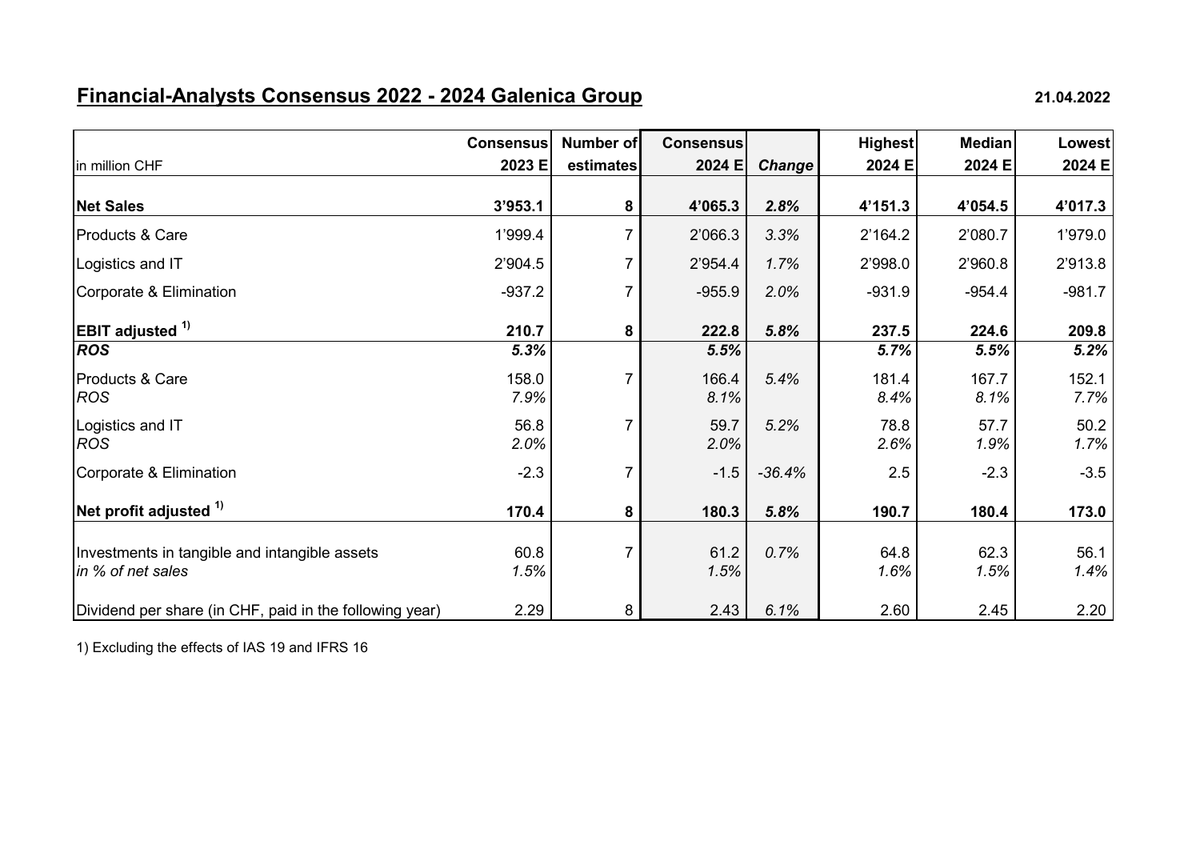## Financial-Analysts Consensus 2022 - 2024 Galenica Group

21.04.2022

| in million CHF | Consensus 2023 E | Number of estimates | Consensus 2024 E | *Change* | Highest 2024 E | Median 2024 E | Lowest 2024 E |
|---|---|---|---|---|---|---|---|
| **Net Sales** | **3'953.1** | **8** | **4'065.3** | ***2.8%*** | **4'151.3** | **4'054.5** | **4'017.3** |
| Products & Care | 1'999.4 | 7 | 2'066.3 | *3.3%* | 2'164.2 | 2'080.7 | 1'979.0 |
| Logistics and IT | 2'904.5 | 7 | 2'954.4 | *1.7%* | 2'998.0 | 2'960.8 | 2'913.8 |
| Corporate & Elimination | -937.2 | 7 | -955.9 | *2.0%* | -931.9 | -954.4 | -981.7 |
| **EBIT adjusted [1)]** | **210.7** | **8** | **222.8** | ***5.8%*** | **237.5** | **224.6** | **209.8** |
| ***ROS*** | ***5.3%*** | | ***5.5%*** | | ***5.7%*** | ***5.5%*** | ***5.2%*** |
| Products & Care | 158.0 | 7 | 166.4 | *5.4%* | 181.4 | 167.7 | 152.1 |
| *ROS* | *7.9%* | | *8.1%* | | *8.4%* | *8.1%* | *7.7%* |
| Logistics and IT | 56.8 | 7 | 59.7 | *5.2%* | 78.8 | 57.7 | 50.2 |
| *ROS* | *2.0%* | | *2.0%* | | *2.6%* | *1.9%* | *1.7%* |
| Corporate & Elimination | -2.3 | 7 | -1.5 | *-36.4%* | 2.5 | -2.3 | -3.5 |
| **Net profit adjusted [1)]** | **170.4** | **8** | **180.3** | ***5.8%*** | **190.7** | **180.4** | **173.0** |
| Investments in tangible and intangible assets | 60.8 | 7 | 61.2 | *0.7%* | 64.8 | 62.3 | 56.1 |
| *in % of net sales* | *1.5%* | | *1.5%* | | *1.6%* | *1.5%* | *1.4%* |
| Dividend per share (in CHF, paid in the following year) | 2.29 | 8 | 2.43 | *6.1%* | 2.60 | 2.45 | 2.20 |

1) Excluding the effects of IAS 19 and IFRS 16